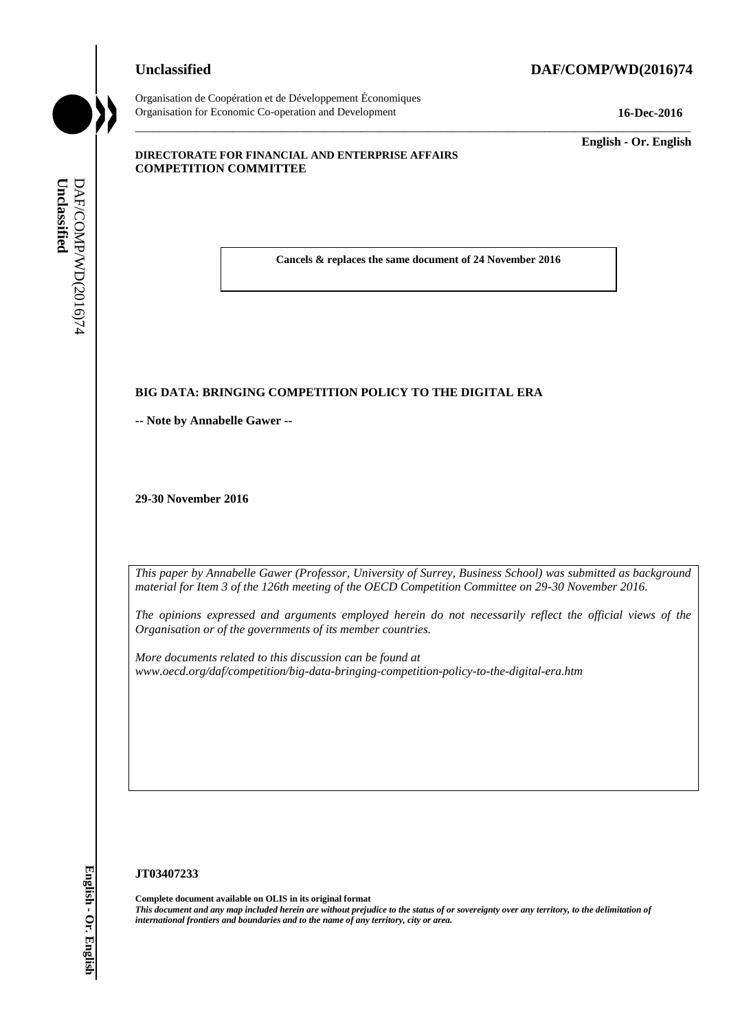**Unclassified** **DAF/COMP/WD(2016)74**

Organisation de Coopération et de Développement Économiques
Organisation for Economic Co-operation and Development

**16-Dec-2016**

**English - Or. English**

**DIRECTORATE FOR FINANCIAL AND ENTERPRISE AFFAIRS**
**COMPETITION COMMITTEE**

**Cancels & replaces the same document of 24 November 2016**

**BIG DATA: BRINGING COMPETITION POLICY TO THE DIGITAL ERA**

**-- Note by Annabelle Gawer --**

**29-30 November 2016**

*This paper by Annabelle Gawer (Professor, University of Surrey, Business School) was submitted as background material for Item 3 of the 126th meeting of the OECD Competition Committee on 29-30 November 2016.*

*The opinions expressed and arguments employed herein do not necessarily reflect the official views of the Organisation or of the governments of its member countries.*

*More documents related to this discussion can be found at www.oecd.org/daf/competition/big-data-bringing-competition-policy-to-the-digital-era.htm*

**JT03407233**

**Complete document available on OLIS in its original format**
***This document and any map included herein are without prejudice to the status of or sovereignty over any territory, to the delimitation of international frontiers and boundaries and to the name of any territory, city or area.***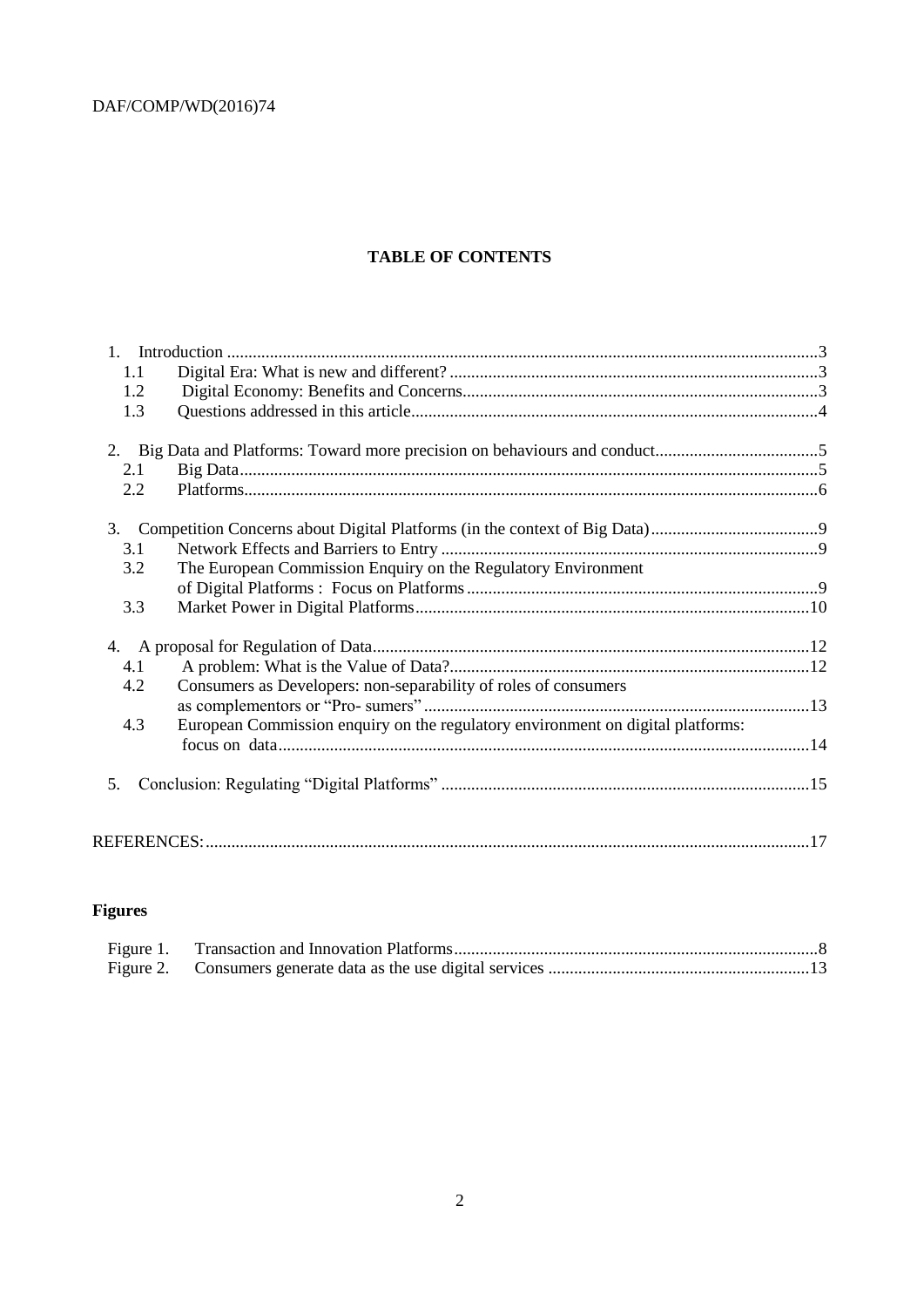**TABLE OF CONTENTS**

1. Introduction ........................................................................................................................3
   - 1.1 Digital Era: What is new and different? ......................................................................3
   - 1.2 Digital Economy: Benefits and Concerns...................................................................3
   - 1.3 Questions addressed in this article..............................................................................4
2. Big Data and Platforms: Toward more precision on behaviours and conduct......................................5
   - 2.1 Big Data.......................................................................................................................5
   - 2.2 Platforms......................................................................................................................6
3. Competition Concerns about Digital Platforms (in the context of Big Data).......................................9
   - 3.1 Network Effects and Barriers to Entry ........................................................................9
   - 3.2 The European Commission Enquiry on the Regulatory Environment of Digital Platforms : Focus on Platforms.................................................................................9
   - 3.3 Market Power in Digital Platforms...........................................................................10
4. A proposal for Regulation of Data.....................................................................................................12
   - 4.1 A problem: What is the Value of Data?....................................................................12
   - 4.2 Consumers as Developers: non-separability of roles of consumers as complementors or "Pro- sumers" .........................................................................................13
   - 4.3 European Commission enquiry on the regulatory environment on digital platforms: focus on data...........................................................................................................14
5. Conclusion: Regulating "Digital Platforms" .....................................................................................15

REFERENCES:...........................................................................................................................................17

**Figures**

Figure 1. Transaction and Innovation Platforms....................................................................................8
Figure 2. Consumers generate data as the use digital services ............................................................13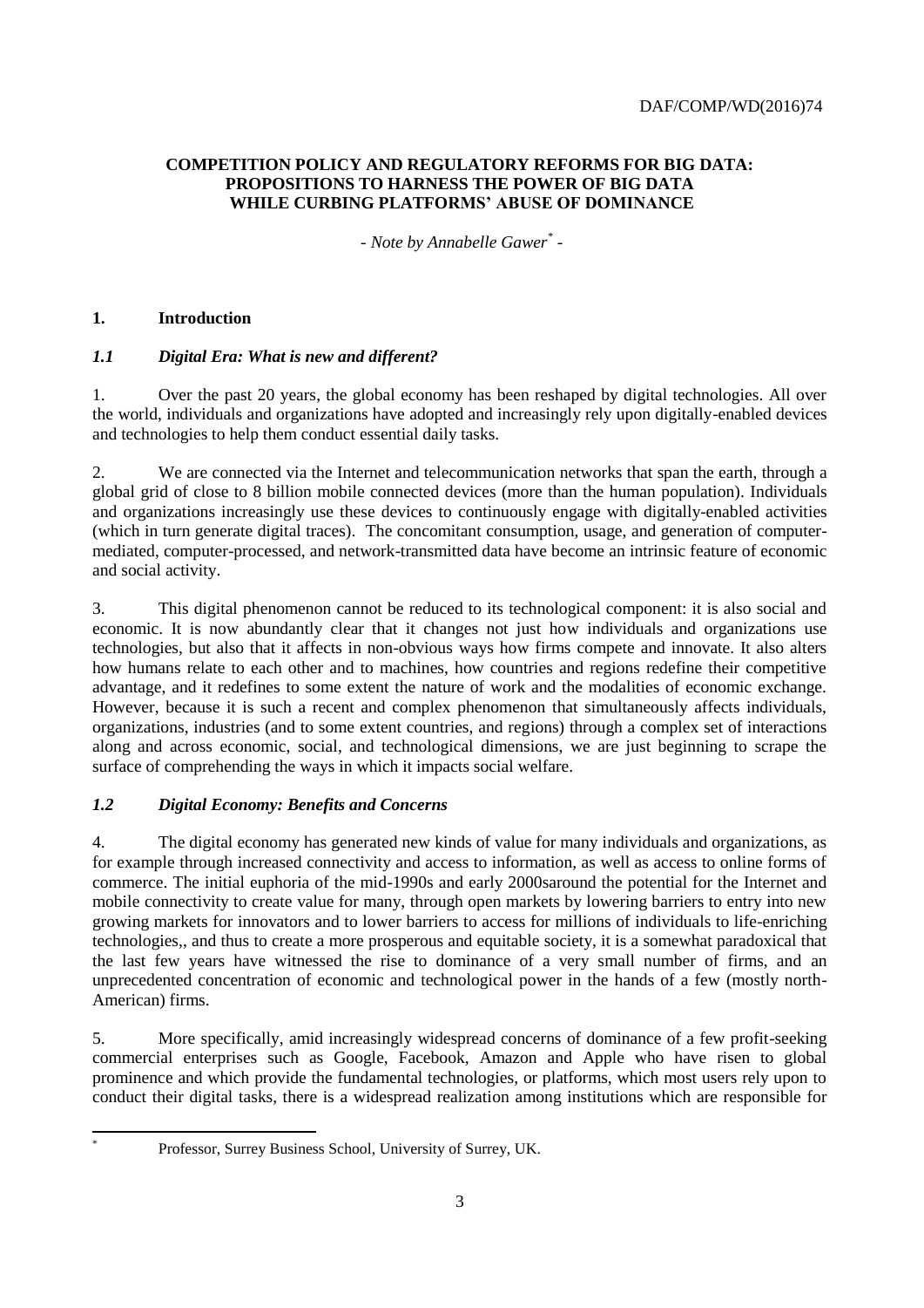**COMPETITION POLICY AND REGULATORY REFORMS FOR BIG DATA: PROPOSITIONS TO HARNESS THE POWER OF BIG DATA WHILE CURBING PLATFORMS' ABUSE OF DOMINANCE**

*- Note by Annabelle Gawer[*] -*

## 1. Introduction

### *1.1 Digital Era: What is new and different?*

1. Over the past 20 years, the global economy has been reshaped by digital technologies. All over the world, individuals and organizations have adopted and increasingly rely upon digitally-enabled devices and technologies to help them conduct essential daily tasks.

2. We are connected via the Internet and telecommunication networks that span the earth, through a global grid of close to 8 billion mobile connected devices (more than the human population). Individuals and organizations increasingly use these devices to continuously engage with digitally-enabled activities (which in turn generate digital traces). The concomitant consumption, usage, and generation of computer-mediated, computer-processed, and network-transmitted data have become an intrinsic feature of economic and social activity.

3. This digital phenomenon cannot be reduced to its technological component: it is also social and economic. It is now abundantly clear that it changes not just how individuals and organizations use technologies, but also that it affects in non-obvious ways how firms compete and innovate. It also alters how humans relate to each other and to machines, how countries and regions redefine their competitive advantage, and it redefines to some extent the nature of work and the modalities of economic exchange. However, because it is such a recent and complex phenomenon that simultaneously affects individuals, organizations, industries (and to some extent countries, and regions) through a complex set of interactions along and across economic, social, and technological dimensions, we are just beginning to scrape the surface of comprehending the ways in which it impacts social welfare.

### *1.2 Digital Economy: Benefits and Concerns*

4. The digital economy has generated new kinds of value for many individuals and organizations, as for example through increased connectivity and access to information, as well as access to online forms of commerce. The initial euphoria of the mid-1990s and early 2000saround the potential for the Internet and mobile connectivity to create value for many, through open markets by lowering barriers to entry into new growing markets for innovators and to lower barriers to access for millions of individuals to life-enriching technologies,, and thus to create a more prosperous and equitable society, it is a somewhat paradoxical that the last few years have witnessed the rise to dominance of a very small number of firms, and an unprecedented concentration of economic and technological power in the hands of a few (mostly north-American) firms.

5. More specifically, amid increasingly widespread concerns of dominance of a few profit-seeking commercial enterprises such as Google, Facebook, Amazon and Apple who have risen to global prominence and which provide the fundamental technologies, or platforms, which most users rely upon to conduct their digital tasks, there is a widespread realization among institutions which are responsible for

[*] Professor, Surrey Business School, University of Surrey, UK.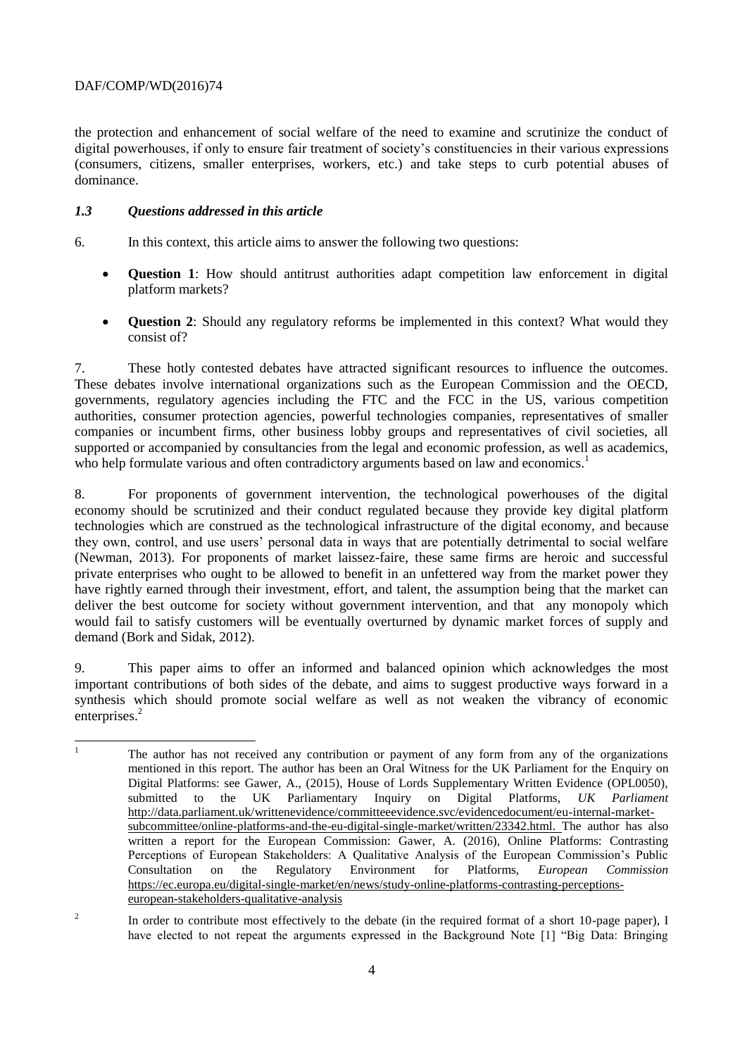the protection and enhancement of social welfare of the need to examine and scrutinize the conduct of digital powerhouses, if only to ensure fair treatment of society's constituencies in their various expressions (consumers, citizens, smaller enterprises, workers, etc.) and take steps to curb potential abuses of dominance.

### *1.3 Questions addressed in this article*

6. In this context, this article aims to answer the following two questions:

- **Question 1**: How should antitrust authorities adapt competition law enforcement in digital platform markets?
- **Question 2**: Should any regulatory reforms be implemented in this context? What would they consist of?

7. These hotly contested debates have attracted significant resources to influence the outcomes. These debates involve international organizations such as the European Commission and the OECD, governments, regulatory agencies including the FTC and the FCC in the US, various competition authorities, consumer protection agencies, powerful technologies companies, representatives of smaller companies or incumbent firms, other business lobby groups and representatives of civil societies, all supported or accompanied by consultancies from the legal and economic profession, as well as academics, who help formulate various and often contradictory arguments based on law and economics.[1]

8. For proponents of government intervention, the technological powerhouses of the digital economy should be scrutinized and their conduct regulated because they provide key digital platform technologies which are construed as the technological infrastructure of the digital economy, and because they own, control, and use users' personal data in ways that are potentially detrimental to social welfare (Newman, 2013). For proponents of market laissez-faire, these same firms are heroic and successful private enterprises who ought to be allowed to benefit in an unfettered way from the market power they have rightly earned through their investment, effort, and talent, the assumption being that the market can deliver the best outcome for society without government intervention, and that any monopoly which would fail to satisfy customers will be eventually overturned by dynamic market forces of supply and demand (Bork and Sidak, 2012).

9. This paper aims to offer an informed and balanced opinion which acknowledges the most important contributions of both sides of the debate, and aims to suggest productive ways forward in a synthesis which should promote social welfare as well as not weaken the vibrancy of economic enterprises.[2]

---

[1] The author has not received any contribution or payment of any form from any of the organizations mentioned in this report. The author has been an Oral Witness for the UK Parliament for the Enquiry on Digital Platforms: see Gawer, A., (2015), House of Lords Supplementary Written Evidence (OPL0050), submitted to the UK Parliamentary Inquiry on Digital Platforms, *UK Parliament* http://data.parliament.uk/writtenevidence/committeeevidence.svc/evidencedocument/eu-internal-market-subcommittee/online-platforms-and-the-eu-digital-single-market/written/23342.html. The author has also written a report for the European Commission: Gawer, A. (2016), Online Platforms: Contrasting Perceptions of European Stakeholders: A Qualitative Analysis of the European Commission's Public Consultation on the Regulatory Environment for Platforms, *European Commission* https://ec.europa.eu/digital-single-market/en/news/study-online-platforms-contrasting-perceptions-european-stakeholders-qualitative-analysis

[2] In order to contribute most effectively to the debate (in the required format of a short 10-page paper), I have elected to not repeat the arguments expressed in the Background Note [1] "Big Data: Bringing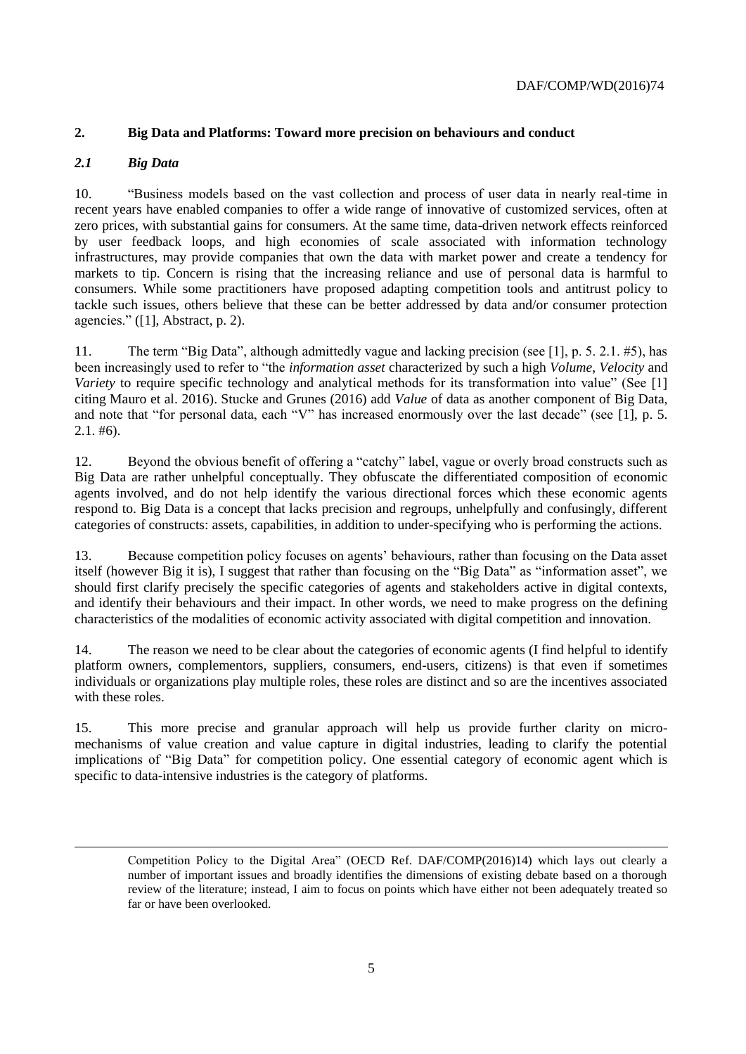## 2. Big Data and Platforms: Toward more precision on behaviours and conduct

### *2.1 Big Data*

10. "Business models based on the vast collection and process of user data in nearly real-time in recent years have enabled companies to offer a wide range of innovative of customized services, often at zero prices, with substantial gains for consumers. At the same time, data-driven network effects reinforced by user feedback loops, and high economies of scale associated with information technology infrastructures, may provide companies that own the data with market power and create a tendency for markets to tip. Concern is rising that the increasing reliance and use of personal data is harmful to consumers. While some practitioners have proposed adapting competition tools and antitrust policy to tackle such issues, others believe that these can be better addressed by data and/or consumer protection agencies." ([1], Abstract, p. 2).

11. The term "Big Data", although admittedly vague and lacking precision (see [1], p. 5. 2.1. #5), has been increasingly used to refer to "the *information asset* characterized by such a high *Volume*, *Velocity* and *Variety* to require specific technology and analytical methods for its transformation into value" (See [1] citing Mauro et al. 2016). Stucke and Grunes (2016) add *Value* of data as another component of Big Data, and note that "for personal data, each "V" has increased enormously over the last decade" (see [1], p. 5. 2.1. #6).

12. Beyond the obvious benefit of offering a "catchy" label, vague or overly broad constructs such as Big Data are rather unhelpful conceptually. They obfuscate the differentiated composition of economic agents involved, and do not help identify the various directional forces which these economic agents respond to. Big Data is a concept that lacks precision and regroups, unhelpfully and confusingly, different categories of constructs: assets, capabilities, in addition to under-specifying who is performing the actions.

13. Because competition policy focuses on agents' behaviours, rather than focusing on the Data asset itself (however Big it is), I suggest that rather than focusing on the "Big Data" as "information asset", we should first clarify precisely the specific categories of agents and stakeholders active in digital contexts, and identify their behaviours and their impact. In other words, we need to make progress on the defining characteristics of the modalities of economic activity associated with digital competition and innovation.

14. The reason we need to be clear about the categories of economic agents (I find helpful to identify platform owners, complementors, suppliers, consumers, end-users, citizens) is that even if sometimes individuals or organizations play multiple roles, these roles are distinct and so are the incentives associated with these roles.

15. This more precise and granular approach will help us provide further clarity on micro-mechanisms of value creation and value capture in digital industries, leading to clarify the potential implications of "Big Data" for competition policy. One essential category of economic agent which is specific to data-intensive industries is the category of platforms.

---

Competition Policy to the Digital Area" (OECD Ref. DAF/COMP(2016)14) which lays out clearly a number of important issues and broadly identifies the dimensions of existing debate based on a thorough review of the literature; instead, I aim to focus on points which have either not been adequately treated so far or have been overlooked.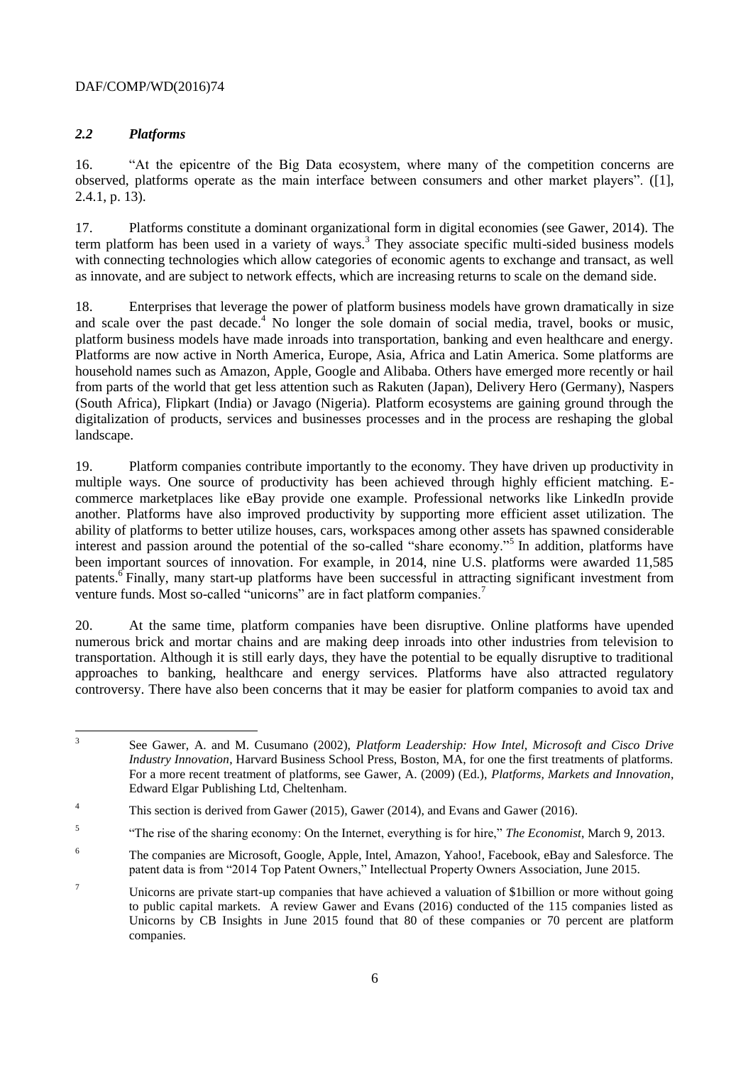### *2.2 Platforms*

16. "At the epicentre of the Big Data ecosystem, where many of the competition concerns are observed, platforms operate as the main interface between consumers and other market players". ([1], 2.4.1, p. 13).

17. Platforms constitute a dominant organizational form in digital economies (see Gawer, 2014). The term platform has been used in a variety of ways.[3] They associate specific multi-sided business models with connecting technologies which allow categories of economic agents to exchange and transact, as well as innovate, and are subject to network effects, which are increasing returns to scale on the demand side.

18. Enterprises that leverage the power of platform business models have grown dramatically in size and scale over the past decade.[4] No longer the sole domain of social media, travel, books or music, platform business models have made inroads into transportation, banking and even healthcare and energy. Platforms are now active in North America, Europe, Asia, Africa and Latin America. Some platforms are household names such as Amazon, Apple, Google and Alibaba. Others have emerged more recently or hail from parts of the world that get less attention such as Rakuten (Japan), Delivery Hero (Germany), Naspers (South Africa), Flipkart (India) or Javago (Nigeria). Platform ecosystems are gaining ground through the digitalization of products, services and businesses processes and in the process are reshaping the global landscape.

19. Platform companies contribute importantly to the economy. They have driven up productivity in multiple ways. One source of productivity has been achieved through highly efficient matching. E-commerce marketplaces like eBay provide one example. Professional networks like LinkedIn provide another. Platforms have also improved productivity by supporting more efficient asset utilization. The ability of platforms to better utilize houses, cars, workspaces among other assets has spawned considerable interest and passion around the potential of the so-called "share economy."[5] In addition, platforms have been important sources of innovation. For example, in 2014, nine U.S. platforms were awarded 11,585 patents.[6] Finally, many start-up platforms have been successful in attracting significant investment from venture funds. Most so-called "unicorns" are in fact platform companies.[7]

20. At the same time, platform companies have been disruptive. Online platforms have upended numerous brick and mortar chains and are making deep inroads into other industries from television to transportation. Although it is still early days, they have the potential to be equally disruptive to traditional approaches to banking, healthcare and energy services. Platforms have also attracted regulatory controversy. There have also been concerns that it may be easier for platform companies to avoid tax and

---

[3] See Gawer, A. and M. Cusumano (2002), *Platform Leadership: How Intel, Microsoft and Cisco Drive Industry Innovation*, Harvard Business School Press, Boston, MA, for one the first treatments of platforms. For a more recent treatment of platforms, see Gawer, A. (2009) (Ed.), *Platforms, Markets and Innovation*, Edward Elgar Publishing Ltd, Cheltenham.

[4] This section is derived from Gawer (2015), Gawer (2014), and Evans and Gawer (2016).

[5] "The rise of the sharing economy: On the Internet, everything is for hire," *The Economist*, March 9, 2013.

[6] The companies are Microsoft, Google, Apple, Intel, Amazon, Yahoo!, Facebook, eBay and Salesforce. The patent data is from "2014 Top Patent Owners," Intellectual Property Owners Association, June 2015.

[7] Unicorns are private start-up companies that have achieved a valuation of $1billion or more without going to public capital markets. A review Gawer and Evans (2016) conducted of the 115 companies listed as Unicorns by CB Insights in June 2015 found that 80 of these companies or 70 percent are platform companies.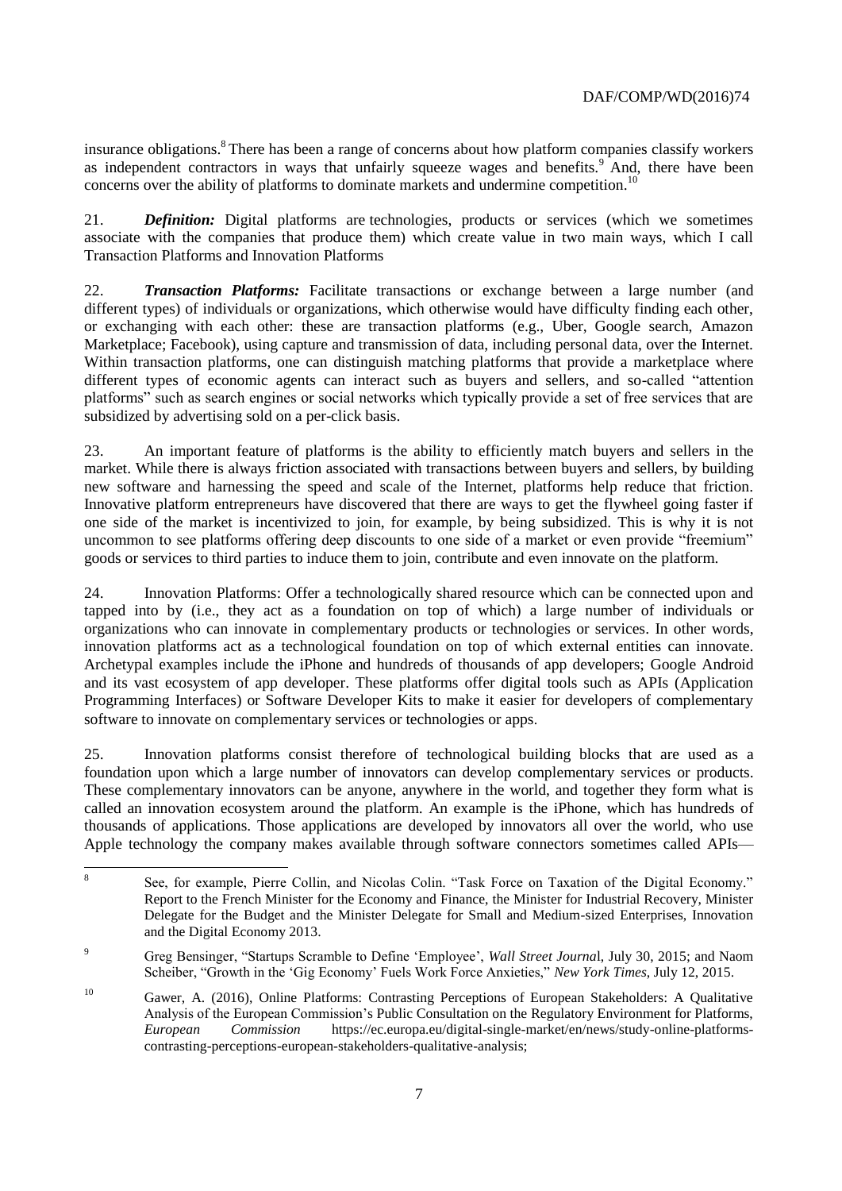insurance obligations.[8] There has been a range of concerns about how platform companies classify workers as independent contractors in ways that unfairly squeeze wages and benefits.[9] And, there have been concerns over the ability of platforms to dominate markets and undermine competition.[10]

21. ***Definition:*** Digital platforms are technologies, products or services (which we sometimes associate with the companies that produce them) which create value in two main ways, which I call Transaction Platforms and Innovation Platforms

22. ***Transaction Platforms:*** Facilitate transactions or exchange between a large number (and different types) of individuals or organizations, which otherwise would have difficulty finding each other, or exchanging with each other: these are transaction platforms (e.g., Uber, Google search, Amazon Marketplace; Facebook), using capture and transmission of data, including personal data, over the Internet. Within transaction platforms, one can distinguish matching platforms that provide a marketplace where different types of economic agents can interact such as buyers and sellers, and so-called "attention platforms" such as search engines or social networks which typically provide a set of free services that are subsidized by advertising sold on a per-click basis.

23. An important feature of platforms is the ability to efficiently match buyers and sellers in the market. While there is always friction associated with transactions between buyers and sellers, by building new software and harnessing the speed and scale of the Internet, platforms help reduce that friction. Innovative platform entrepreneurs have discovered that there are ways to get the flywheel going faster if one side of the market is incentivized to join, for example, by being subsidized. This is why it is not uncommon to see platforms offering deep discounts to one side of a market or even provide "freemium" goods or services to third parties to induce them to join, contribute and even innovate on the platform.

24. Innovation Platforms: Offer a technologically shared resource which can be connected upon and tapped into by (i.e., they act as a foundation on top of which) a large number of individuals or organizations who can innovate in complementary products or technologies or services. In other words, innovation platforms act as a technological foundation on top of which external entities can innovate. Archetypal examples include the iPhone and hundreds of thousands of app developers; Google Android and its vast ecosystem of app developer. These platforms offer digital tools such as APIs (Application Programming Interfaces) or Software Developer Kits to make it easier for developers of complementary software to innovate on complementary services or technologies or apps.

25. Innovation platforms consist therefore of technological building blocks that are used as a foundation upon which a large number of innovators can develop complementary services or products. These complementary innovators can be anyone, anywhere in the world, and together they form what is called an innovation ecosystem around the platform. An example is the iPhone, which has hundreds of thousands of applications. Those applications are developed by innovators all over the world, who use Apple technology the company makes available through software connectors sometimes called APIs—

---

[8] See, for example, Pierre Collin, and Nicolas Colin. "Task Force on Taxation of the Digital Economy." Report to the French Minister for the Economy and Finance, the Minister for Industrial Recovery, Minister Delegate for the Budget and the Minister Delegate for Small and Medium-sized Enterprises, Innovation and the Digital Economy 2013.

[9] Greg Bensinger, "Startups Scramble to Define 'Employee', *Wall Street Journal*, July 30, 2015; and Naom Scheiber, "Growth in the 'Gig Economy' Fuels Work Force Anxieties," *New York Times*, July 12, 2015.

[10] Gawer, A. (2016), Online Platforms: Contrasting Perceptions of European Stakeholders: A Qualitative Analysis of the European Commission's Public Consultation on the Regulatory Environment for Platforms, *European Commission* https://ec.europa.eu/digital-single-market/en/news/study-online-platforms-contrasting-perceptions-european-stakeholders-qualitative-analysis;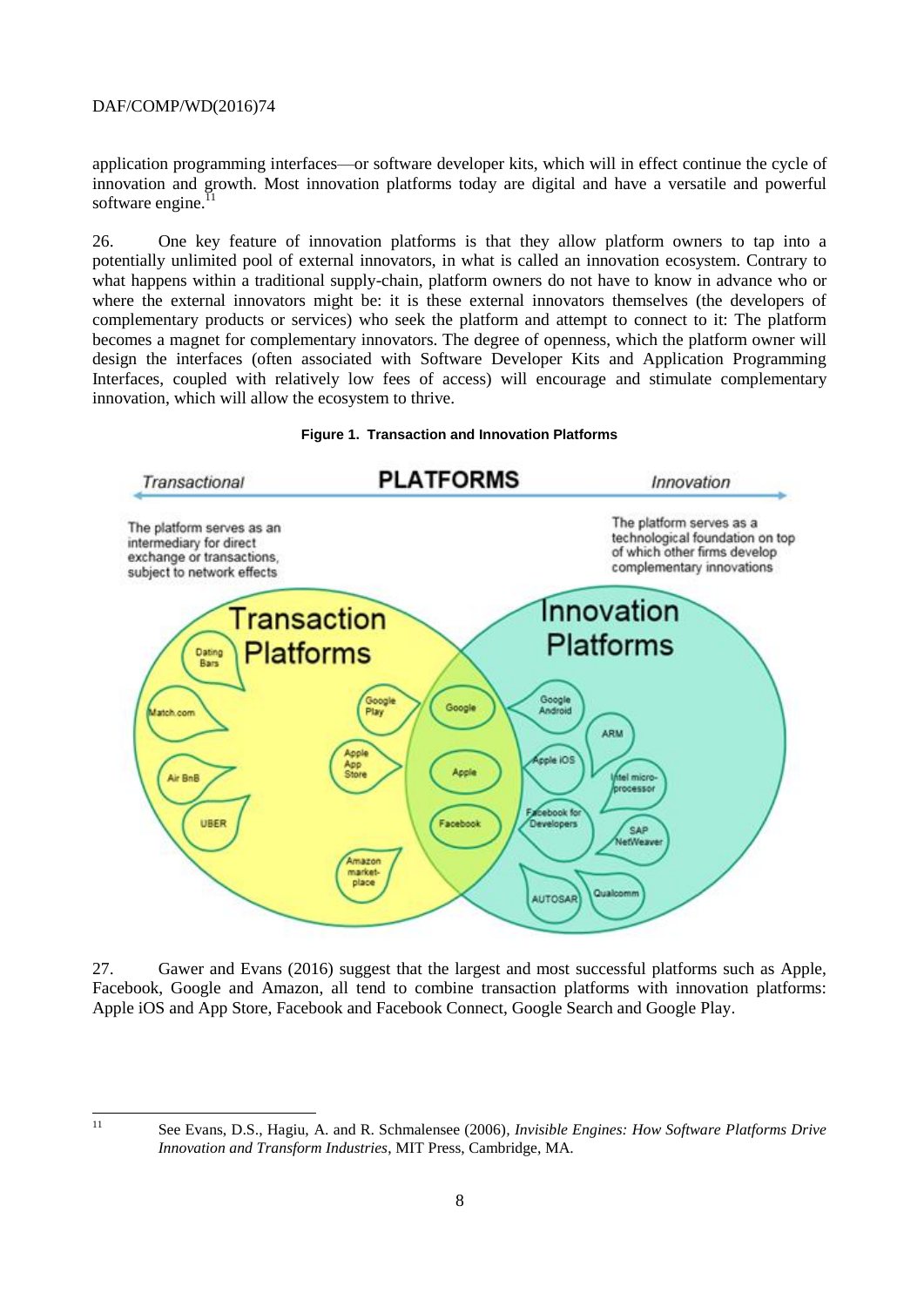application programming interfaces—or software developer kits, which will in effect continue the cycle of innovation and growth. Most innovation platforms today are digital and have a versatile and powerful software engine.[11]

26. One key feature of innovation platforms is that they allow platform owners to tap into a potentially unlimited pool of external innovators, in what is called an innovation ecosystem. Contrary to what happens within a traditional supply-chain, platform owners do not have to know in advance who or where the external innovators might be: it is these external innovators themselves (the developers of complementary products or services) who seek the platform and attempt to connect to it: The platform becomes a magnet for complementary innovators. The degree of openness, which the platform owner will design the interfaces (often associated with Software Developer Kits and Application Programming Interfaces, coupled with relatively low fees of access) will encourage and stimulate complementary innovation, which will allow the ecosystem to thrive.

**Figure 1. Transaction and Innovation Platforms**

27. Gawer and Evans (2016) suggest that the largest and most successful platforms such as Apple, Facebook, Google and Amazon, all tend to combine transaction platforms with innovation platforms: Apple iOS and App Store, Facebook and Facebook Connect, Google Search and Google Play.

---

11 See Evans, D.S., Hagiu, A. and R. Schmalensee (2006), *Invisible Engines: How Software Platforms Drive Innovation and Transform Industries*, MIT Press, Cambridge, MA.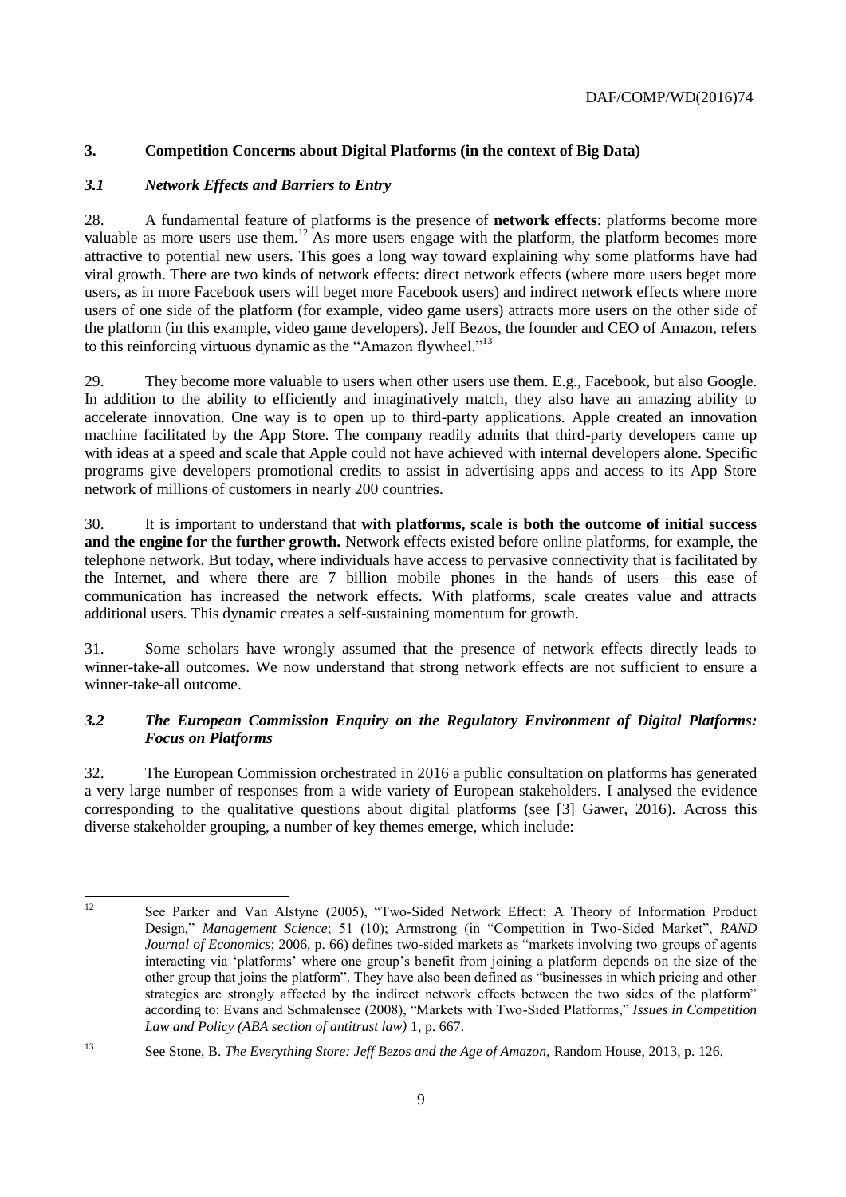## 3. Competition Concerns about Digital Platforms (in the context of Big Data)

### *3.1 Network Effects and Barriers to Entry*

28. A fundamental feature of platforms is the presence of **network effects**: platforms become more valuable as more users use them.[12] As more users engage with the platform, the platform becomes more attractive to potential new users. This goes a long way toward explaining why some platforms have had viral growth. There are two kinds of network effects: direct network effects (where more users beget more users, as in more Facebook users will beget more Facebook users) and indirect network effects where more users of one side of the platform (for example, video game users) attracts more users on the other side of the platform (in this example, video game developers). Jeff Bezos, the founder and CEO of Amazon, refers to this reinforcing virtuous dynamic as the "Amazon flywheel."[13]

29. They become more valuable to users when other users use them. E.g., Facebook, but also Google. In addition to the ability to efficiently and imaginatively match, they also have an amazing ability to accelerate innovation. One way is to open up to third-party applications. Apple created an innovation machine facilitated by the App Store. The company readily admits that third-party developers came up with ideas at a speed and scale that Apple could not have achieved with internal developers alone. Specific programs give developers promotional credits to assist in advertising apps and access to its App Store network of millions of customers in nearly 200 countries.

30. It is important to understand that **with platforms, scale is both the outcome of initial success and the engine for the further growth.** Network effects existed before online platforms, for example, the telephone network. But today, where individuals have access to pervasive connectivity that is facilitated by the Internet, and where there are 7 billion mobile phones in the hands of users—this ease of communication has increased the network effects. With platforms, scale creates value and attracts additional users. This dynamic creates a self-sustaining momentum for growth.

31. Some scholars have wrongly assumed that the presence of network effects directly leads to winner-take-all outcomes. We now understand that strong network effects are not sufficient to ensure a winner-take-all outcome.

### *3.2 The European Commission Enquiry on the Regulatory Environment of Digital Platforms: Focus on Platforms*

32. The European Commission orchestrated in 2016 a public consultation on platforms has generated a very large number of responses from a wide variety of European stakeholders. I analysed the evidence corresponding to the qualitative questions about digital platforms (see [3] Gawer, 2016). Across this diverse stakeholder grouping, a number of key themes emerge, which include:

---

[12] See Parker and Van Alstyne (2005), "Two-Sided Network Effect: A Theory of Information Product Design," *Management Science*; 51 (10); Armstrong (in "Competition in Two-Sided Market", *RAND Journal of Economics*; 2006, p. 66) defines two-sided markets as "markets involving two groups of agents interacting via 'platforms' where one group's benefit from joining a platform depends on the size of the other group that joins the platform". They have also been defined as "businesses in which pricing and other strategies are strongly affected by the indirect network effects between the two sides of the platform" according to: Evans and Schmalensee (2008), "Markets with Two-Sided Platforms," *Issues in Competition Law and Policy (ABA section of antitrust law)* 1, p. 667.

[13] See Stone, B. *The Everything Store: Jeff Bezos and the Age of Amazon,* Random House, 2013, p. 126.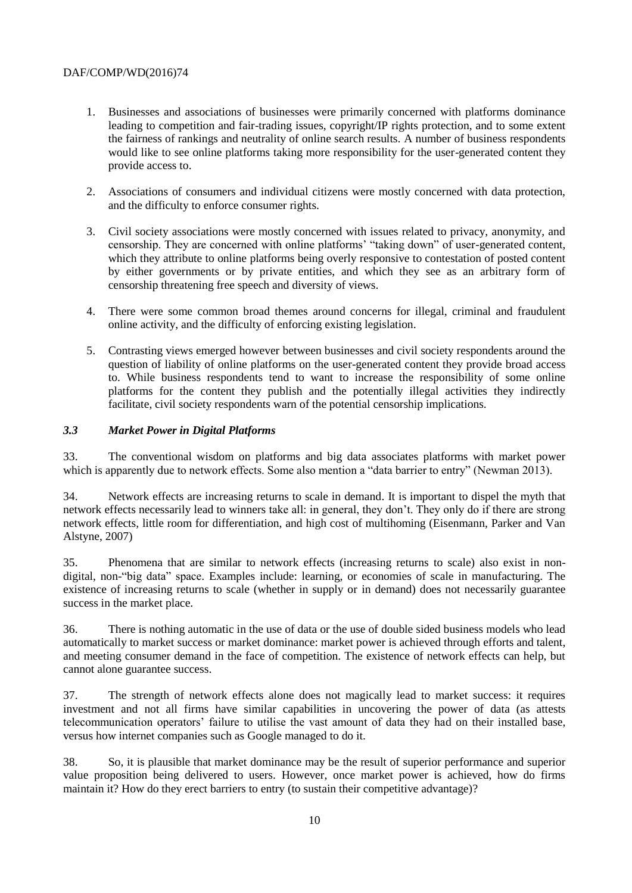1. Businesses and associations of businesses were primarily concerned with platforms dominance leading to competition and fair-trading issues, copyright/IP rights protection, and to some extent the fairness of rankings and neutrality of online search results. A number of business respondents would like to see online platforms taking more responsibility for the user-generated content they provide access to.

2. Associations of consumers and individual citizens were mostly concerned with data protection, and the difficulty to enforce consumer rights.

3. Civil society associations were mostly concerned with issues related to privacy, anonymity, and censorship. They are concerned with online platforms' "taking down" of user-generated content, which they attribute to online platforms being overly responsive to contestation of posted content by either governments or by private entities, and which they see as an arbitrary form of censorship threatening free speech and diversity of views.

4. There were some common broad themes around concerns for illegal, criminal and fraudulent online activity, and the difficulty of enforcing existing legislation.

5. Contrasting views emerged however between businesses and civil society respondents around the question of liability of online platforms on the user-generated content they provide broad access to. While business respondents tend to want to increase the responsibility of some online platforms for the content they publish and the potentially illegal activities they indirectly facilitate, civil society respondents warn of the potential censorship implications.

### *3.3 Market Power in Digital Platforms*

33. The conventional wisdom on platforms and big data associates platforms with market power which is apparently due to network effects. Some also mention a "data barrier to entry" (Newman 2013).

34. Network effects are increasing returns to scale in demand. It is important to dispel the myth that network effects necessarily lead to winners take all: in general, they don't. They only do if there are strong network effects, little room for differentiation, and high cost of multihoming (Eisenmann, Parker and Van Alstyne, 2007)

35. Phenomena that are similar to network effects (increasing returns to scale) also exist in non-digital, non-"big data" space. Examples include: learning, or economies of scale in manufacturing. The existence of increasing returns to scale (whether in supply or in demand) does not necessarily guarantee success in the market place.

36. There is nothing automatic in the use of data or the use of double sided business models who lead automatically to market success or market dominance: market power is achieved through efforts and talent, and meeting consumer demand in the face of competition. The existence of network effects can help, but cannot alone guarantee success.

37. The strength of network effects alone does not magically lead to market success: it requires investment and not all firms have similar capabilities in uncovering the power of data (as attests telecommunication operators' failure to utilise the vast amount of data they had on their installed base, versus how internet companies such as Google managed to do it.

38. So, it is plausible that market dominance may be the result of superior performance and superior value proposition being delivered to users. However, once market power is achieved, how do firms maintain it? How do they erect barriers to entry (to sustain their competitive advantage)?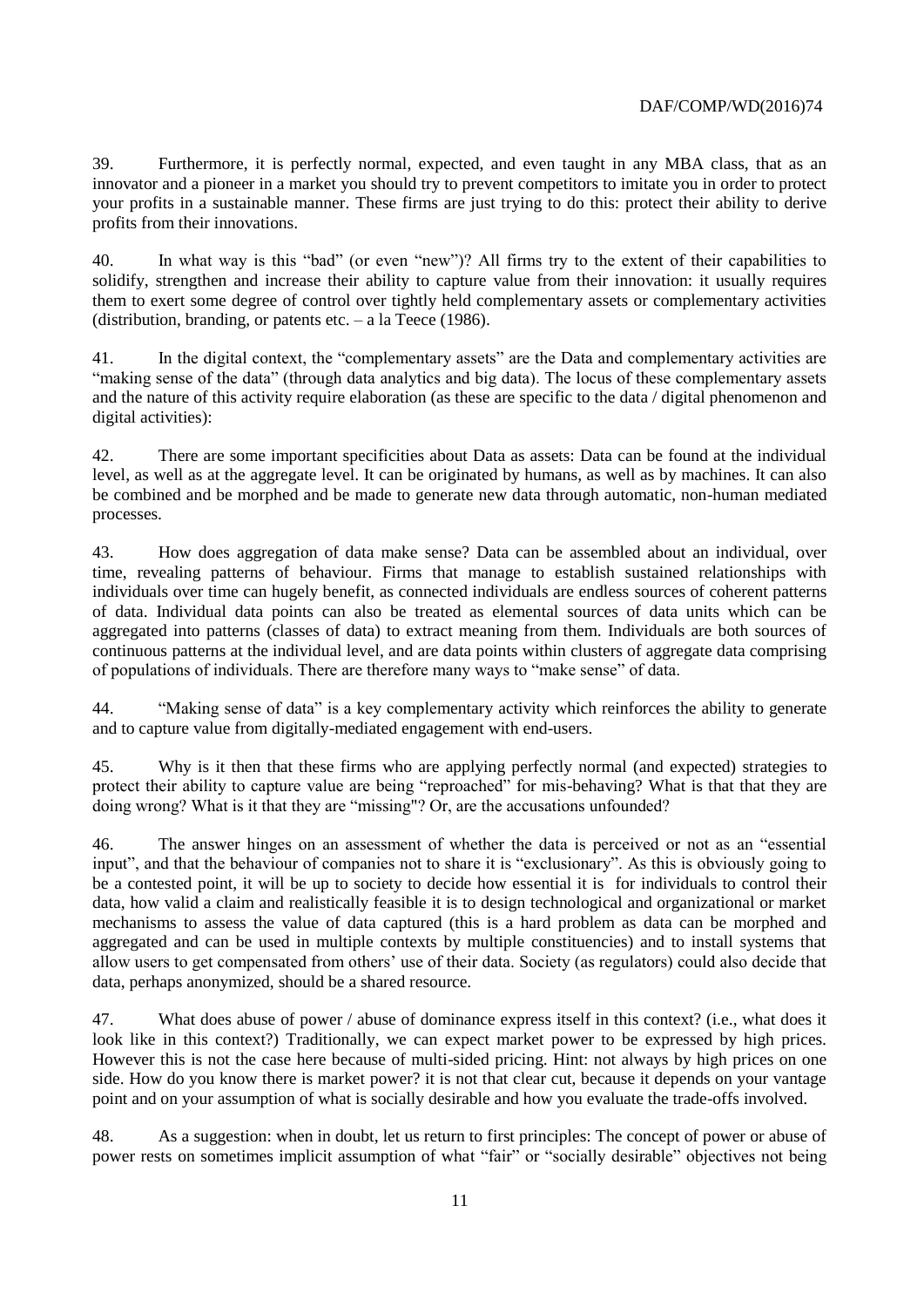39. Furthermore, it is perfectly normal, expected, and even taught in any MBA class, that as an innovator and a pioneer in a market you should try to prevent competitors to imitate you in order to protect your profits in a sustainable manner. These firms are just trying to do this: protect their ability to derive profits from their innovations.

40. In what way is this "bad" (or even "new")? All firms try to the extent of their capabilities to solidify, strengthen and increase their ability to capture value from their innovation: it usually requires them to exert some degree of control over tightly held complementary assets or complementary activities (distribution, branding, or patents etc. – a la Teece (1986).

41. In the digital context, the "complementary assets" are the Data and complementary activities are "making sense of the data" (through data analytics and big data). The locus of these complementary assets and the nature of this activity require elaboration (as these are specific to the data / digital phenomenon and digital activities):

42. There are some important specificities about Data as assets: Data can be found at the individual level, as well as at the aggregate level. It can be originated by humans, as well as by machines. It can also be combined and be morphed and be made to generate new data through automatic, non-human mediated processes.

43. How does aggregation of data make sense? Data can be assembled about an individual, over time, revealing patterns of behaviour. Firms that manage to establish sustained relationships with individuals over time can hugely benefit, as connected individuals are endless sources of coherent patterns of data. Individual data points can also be treated as elemental sources of data units which can be aggregated into patterns (classes of data) to extract meaning from them. Individuals are both sources of continuous patterns at the individual level, and are data points within clusters of aggregate data comprising of populations of individuals. There are therefore many ways to "make sense" of data.

44. "Making sense of data" is a key complementary activity which reinforces the ability to generate and to capture value from digitally-mediated engagement with end-users.

45. Why is it then that these firms who are applying perfectly normal (and expected) strategies to protect their ability to capture value are being "reproached" for mis-behaving? What is that that they are doing wrong? What is it that they are "missing"? Or, are the accusations unfounded?

46. The answer hinges on an assessment of whether the data is perceived or not as an "essential input", and that the behaviour of companies not to share it is "exclusionary". As this is obviously going to be a contested point, it will be up to society to decide how essential it is for individuals to control their data, how valid a claim and realistically feasible it is to design technological and organizational or market mechanisms to assess the value of data captured (this is a hard problem as data can be morphed and aggregated and can be used in multiple contexts by multiple constituencies) and to install systems that allow users to get compensated from others' use of their data. Society (as regulators) could also decide that data, perhaps anonymized, should be a shared resource.

47. What does abuse of power / abuse of dominance express itself in this context? (i.e., what does it look like in this context?) Traditionally, we can expect market power to be expressed by high prices. However this is not the case here because of multi-sided pricing. Hint: not always by high prices on one side. How do you know there is market power? it is not that clear cut, because it depends on your vantage point and on your assumption of what is socially desirable and how you evaluate the trade-offs involved.

48. As a suggestion: when in doubt, let us return to first principles: The concept of power or abuse of power rests on sometimes implicit assumption of what "fair" or "socially desirable" objectives not being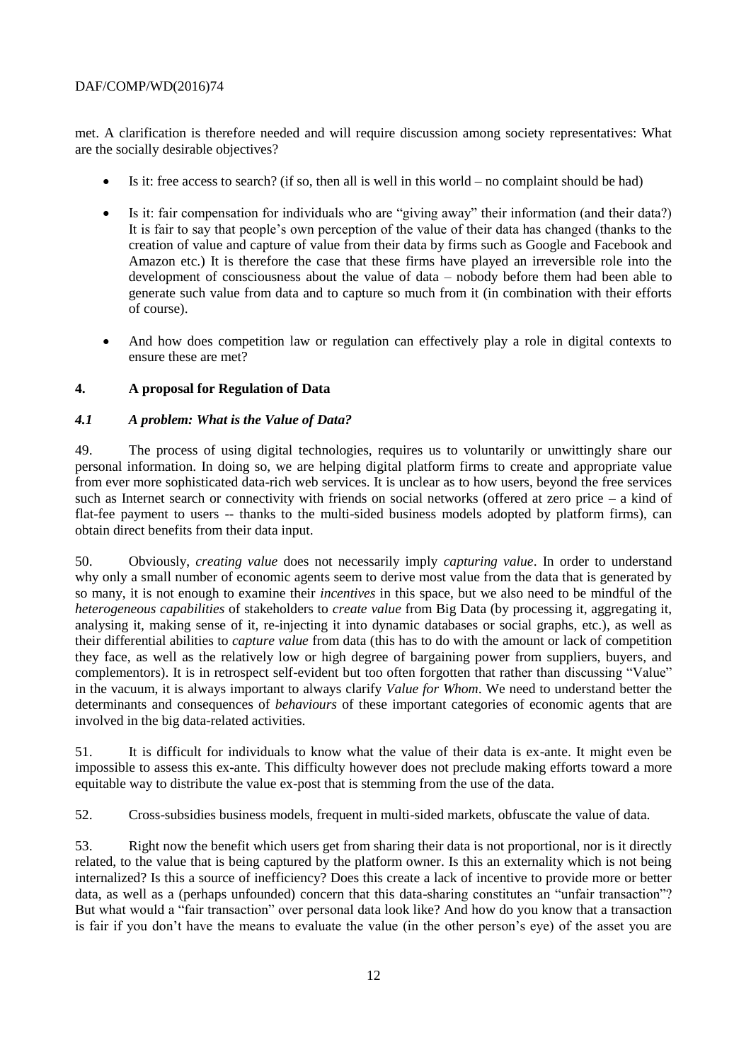met. A clarification is therefore needed and will require discussion among society representatives: What are the socially desirable objectives?

- Is it: free access to search? (if so, then all is well in this world – no complaint should be had)

- Is it: fair compensation for individuals who are "giving away" their information (and their data?) It is fair to say that people's own perception of the value of their data has changed (thanks to the creation of value and capture of value from their data by firms such as Google and Facebook and Amazon etc.) It is therefore the case that these firms have played an irreversible role into the development of consciousness about the value of data – nobody before them had been able to generate such value from data and to capture so much from it (in combination with their efforts of course).

- And how does competition law or regulation can effectively play a role in digital contexts to ensure these are met?

## 4. A proposal for Regulation of Data

### *4.1 A problem: What is the Value of Data?*

49. The process of using digital technologies, requires us to voluntarily or unwittingly share our personal information. In doing so, we are helping digital platform firms to create and appropriate value from ever more sophisticated data-rich web services. It is unclear as to how users, beyond the free services such as Internet search or connectivity with friends on social networks (offered at zero price – a kind of flat-fee payment to users -- thanks to the multi-sided business models adopted by platform firms), can obtain direct benefits from their data input.

50. Obviously, *creating value* does not necessarily imply *capturing value*. In order to understand why only a small number of economic agents seem to derive most value from the data that is generated by so many, it is not enough to examine their *incentives* in this space, but we also need to be mindful of the *heterogeneous capabilities* of stakeholders to *create value* from Big Data (by processing it, aggregating it, analysing it, making sense of it, re-injecting it into dynamic databases or social graphs, etc.), as well as their differential abilities to *capture value* from data (this has to do with the amount or lack of competition they face, as well as the relatively low or high degree of bargaining power from suppliers, buyers, and complementors). It is in retrospect self-evident but too often forgotten that rather than discussing "Value" in the vacuum, it is always important to always clarify *Value for Whom*. We need to understand better the determinants and consequences of *behaviours* of these important categories of economic agents that are involved in the big data-related activities.

51. It is difficult for individuals to know what the value of their data is ex-ante. It might even be impossible to assess this ex-ante. This difficulty however does not preclude making efforts toward a more equitable way to distribute the value ex-post that is stemming from the use of the data.

52. Cross-subsidies business models, frequent in multi-sided markets, obfuscate the value of data.

53. Right now the benefit which users get from sharing their data is not proportional, nor is it directly related, to the value that is being captured by the platform owner. Is this an externality which is not being internalized? Is this a source of inefficiency? Does this create a lack of incentive to provide more or better data, as well as a (perhaps unfounded) concern that this data-sharing constitutes an "unfair transaction"? But what would a "fair transaction" over personal data look like? And how do you know that a transaction is fair if you don't have the means to evaluate the value (in the other person's eye) of the asset you are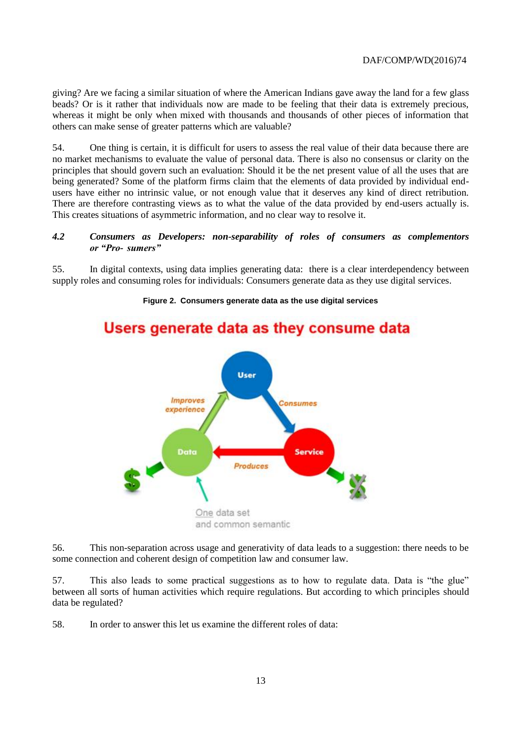giving? Are we facing a similar situation of where the American Indians gave away the land for a few glass beads? Or is it rather that individuals now are made to be feeling that their data is extremely precious, whereas it might be only when mixed with thousands and thousands of other pieces of information that others can make sense of greater patterns which are valuable?

54. One thing is certain, it is difficult for users to assess the real value of their data because there are no market mechanisms to evaluate the value of personal data. There is also no consensus or clarity on the principles that should govern such an evaluation: Should it be the net present value of all the uses that are being generated? Some of the platform firms claim that the elements of data provided by individual end-users have either no intrinsic value, or not enough value that it deserves any kind of direct retribution. There are therefore contrasting views as to what the value of the data provided by end-users actually is. This creates situations of asymmetric information, and no clear way to resolve it.

### *4.2 Consumers as Developers: non-separability of roles of consumers as complementors or "Pro- sumers"*

55. In digital contexts, using data implies generating data: there is a clear interdependency between supply roles and consuming roles for individuals: Consumers generate data as they use digital services.

**Figure 2. Consumers generate data as the use digital services**

Users generate data as they consume data

User — Consumes → Service — Produces → Data — Improves experience → User

One data set and common semantic

56. This non-separation across usage and generativity of data leads to a suggestion: there needs to be some connection and coherent design of competition law and consumer law.

57. This also leads to some practical suggestions as to how to regulate data. Data is "the glue" between all sorts of human activities which require regulations. But according to which principles should data be regulated?

58. In order to answer this let us examine the different roles of data: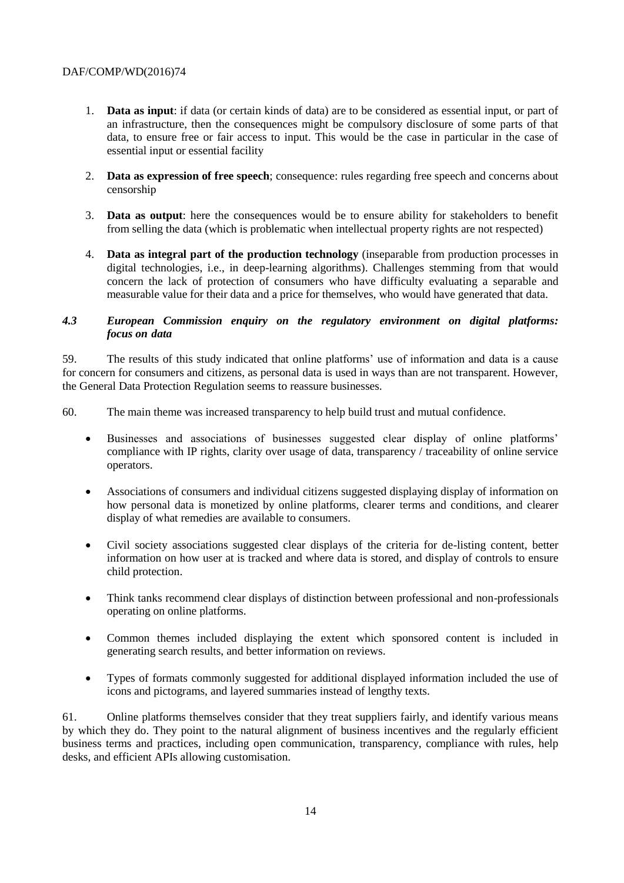1. **Data as input**: if data (or certain kinds of data) are to be considered as essential input, or part of an infrastructure, then the consequences might be compulsory disclosure of some parts of that data, to ensure free or fair access to input. This would be the case in particular in the case of essential input or essential facility

2. **Data as expression of free speech**; consequence: rules regarding free speech and concerns about censorship

3. **Data as output**: here the consequences would be to ensure ability for stakeholders to benefit from selling the data (which is problematic when intellectual property rights are not respected)

4. **Data as integral part of the production technology** (inseparable from production processes in digital technologies, i.e., in deep-learning algorithms). Challenges stemming from that would concern the lack of protection of consumers who have difficulty evaluating a separable and measurable value for their data and a price for themselves, who would have generated that data.

### *4.3 European Commission enquiry on the regulatory environment on digital platforms: focus on data*

59. The results of this study indicated that online platforms' use of information and data is a cause for concern for consumers and citizens, as personal data is used in ways than are not transparent. However, the General Data Protection Regulation seems to reassure businesses.

60. The main theme was increased transparency to help build trust and mutual confidence.

- Businesses and associations of businesses suggested clear display of online platforms' compliance with IP rights, clarity over usage of data, transparency / traceability of online service operators.

- Associations of consumers and individual citizens suggested displaying display of information on how personal data is monetized by online platforms, clearer terms and conditions, and clearer display of what remedies are available to consumers.

- Civil society associations suggested clear displays of the criteria for de-listing content, better information on how user at is tracked and where data is stored, and display of controls to ensure child protection.

- Think tanks recommend clear displays of distinction between professional and non-professionals operating on online platforms.

- Common themes included displaying the extent which sponsored content is included in generating search results, and better information on reviews.

- Types of formats commonly suggested for additional displayed information included the use of icons and pictograms, and layered summaries instead of lengthy texts.

61. Online platforms themselves consider that they treat suppliers fairly, and identify various means by which they do. They point to the natural alignment of business incentives and the regularly efficient business terms and practices, including open communication, transparency, compliance with rules, help desks, and efficient APIs allowing customisation.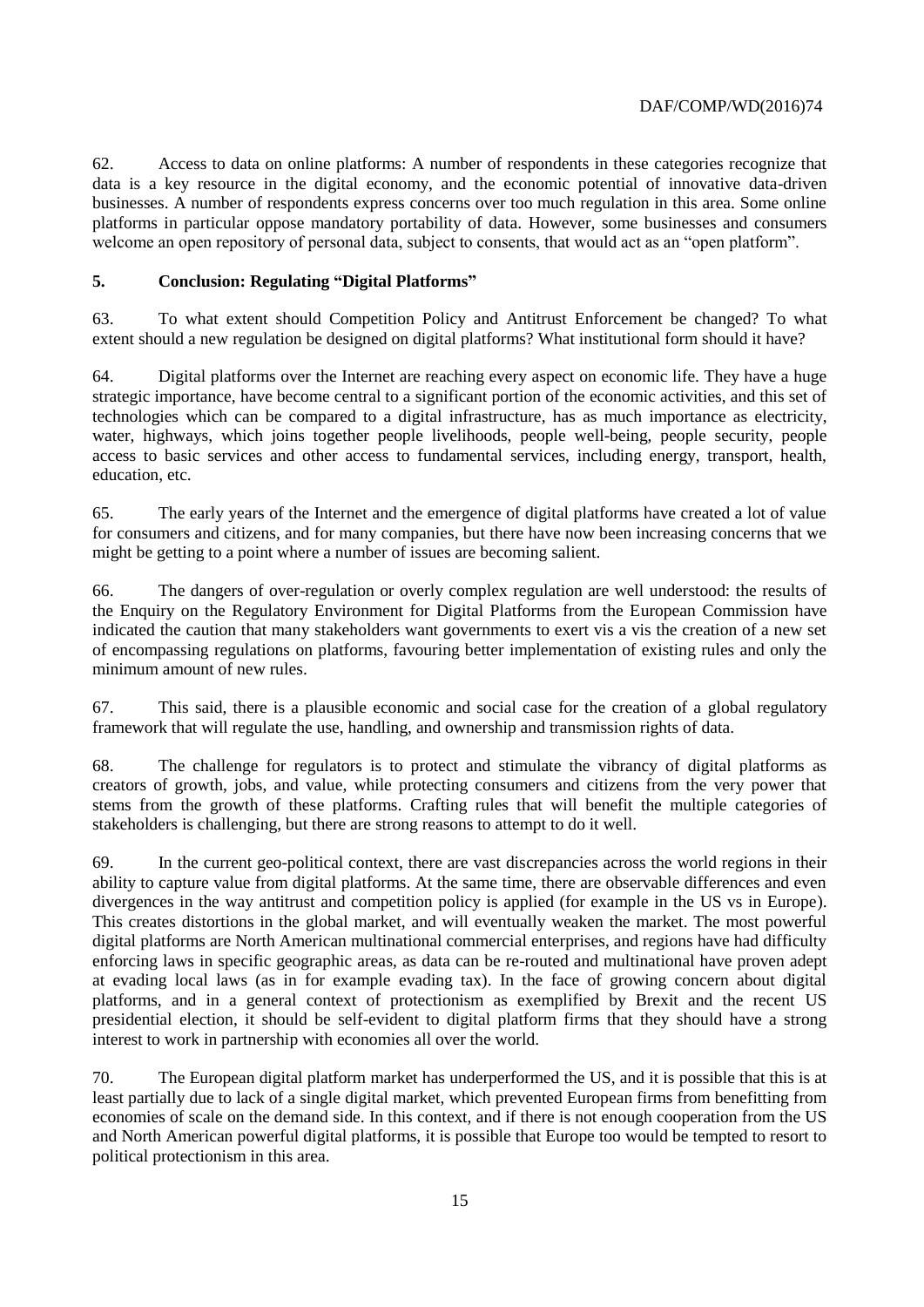62. Access to data on online platforms: A number of respondents in these categories recognize that data is a key resource in the digital economy, and the economic potential of innovative data-driven businesses. A number of respondents express concerns over too much regulation in this area. Some online platforms in particular oppose mandatory portability of data. However, some businesses and consumers welcome an open repository of personal data, subject to consents, that would act as an "open platform".

## 5. Conclusion: Regulating "Digital Platforms"

63. To what extent should Competition Policy and Antitrust Enforcement be changed? To what extent should a new regulation be designed on digital platforms? What institutional form should it have?

64. Digital platforms over the Internet are reaching every aspect on economic life. They have a huge strategic importance, have become central to a significant portion of the economic activities, and this set of technologies which can be compared to a digital infrastructure, has as much importance as electricity, water, highways, which joins together people livelihoods, people well-being, people security, people access to basic services and other access to fundamental services, including energy, transport, health, education, etc.

65. The early years of the Internet and the emergence of digital platforms have created a lot of value for consumers and citizens, and for many companies, but there have now been increasing concerns that we might be getting to a point where a number of issues are becoming salient.

66. The dangers of over-regulation or overly complex regulation are well understood: the results of the Enquiry on the Regulatory Environment for Digital Platforms from the European Commission have indicated the caution that many stakeholders want governments to exert vis a vis the creation of a new set of encompassing regulations on platforms, favouring better implementation of existing rules and only the minimum amount of new rules.

67. This said, there is a plausible economic and social case for the creation of a global regulatory framework that will regulate the use, handling, and ownership and transmission rights of data.

68. The challenge for regulators is to protect and stimulate the vibrancy of digital platforms as creators of growth, jobs, and value, while protecting consumers and citizens from the very power that stems from the growth of these platforms. Crafting rules that will benefit the multiple categories of stakeholders is challenging, but there are strong reasons to attempt to do it well.

69. In the current geo-political context, there are vast discrepancies across the world regions in their ability to capture value from digital platforms. At the same time, there are observable differences and even divergences in the way antitrust and competition policy is applied (for example in the US vs in Europe). This creates distortions in the global market, and will eventually weaken the market. The most powerful digital platforms are North American multinational commercial enterprises, and regions have had difficulty enforcing laws in specific geographic areas, as data can be re-routed and multinational have proven adept at evading local laws (as in for example evading tax). In the face of growing concern about digital platforms, and in a general context of protectionism as exemplified by Brexit and the recent US presidential election, it should be self-evident to digital platform firms that they should have a strong interest to work in partnership with economies all over the world.

70. The European digital platform market has underperformed the US, and it is possible that this is at least partially due to lack of a single digital market, which prevented European firms from benefitting from economies of scale on the demand side. In this context, and if there is not enough cooperation from the US and North American powerful digital platforms, it is possible that Europe too would be tempted to resort to political protectionism in this area.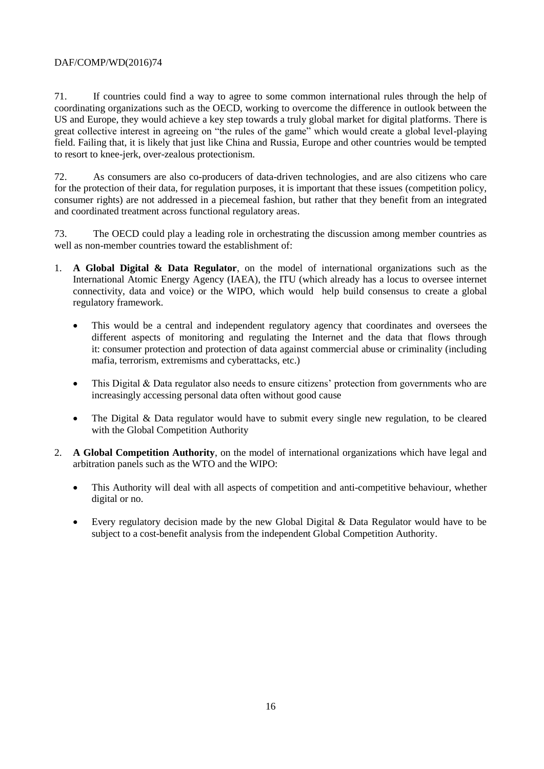71. If countries could find a way to agree to some common international rules through the help of coordinating organizations such as the OECD, working to overcome the difference in outlook between the US and Europe, they would achieve a key step towards a truly global market for digital platforms. There is great collective interest in agreeing on "the rules of the game" which would create a global level-playing field. Failing that, it is likely that just like China and Russia, Europe and other countries would be tempted to resort to knee-jerk, over-zealous protectionism.

72. As consumers are also co-producers of data-driven technologies, and are also citizens who care for the protection of their data, for regulation purposes, it is important that these issues (competition policy, consumer rights) are not addressed in a piecemeal fashion, but rather that they benefit from an integrated and coordinated treatment across functional regulatory areas.

73. The OECD could play a leading role in orchestrating the discussion among member countries as well as non-member countries toward the establishment of:

1. **A Global Digital & Data Regulator**, on the model of international organizations such as the International Atomic Energy Agency (IAEA), the ITU (which already has a locus to oversee internet connectivity, data and voice) or the WIPO, which would help build consensus to create a global regulatory framework.

   - This would be a central and independent regulatory agency that coordinates and oversees the different aspects of monitoring and regulating the Internet and the data that flows through it: consumer protection and protection of data against commercial abuse or criminality (including mafia, terrorism, extremisms and cyberattacks, etc.)
   - This Digital & Data regulator also needs to ensure citizens' protection from governments who are increasingly accessing personal data often without good cause
   - The Digital & Data regulator would have to submit every single new regulation, to be cleared with the Global Competition Authority

2. **A Global Competition Authority**, on the model of international organizations which have legal and arbitration panels such as the WTO and the WIPO:

   - This Authority will deal with all aspects of competition and anti-competitive behaviour, whether digital or no.
   - Every regulatory decision made by the new Global Digital & Data Regulator would have to be subject to a cost-benefit analysis from the independent Global Competition Authority.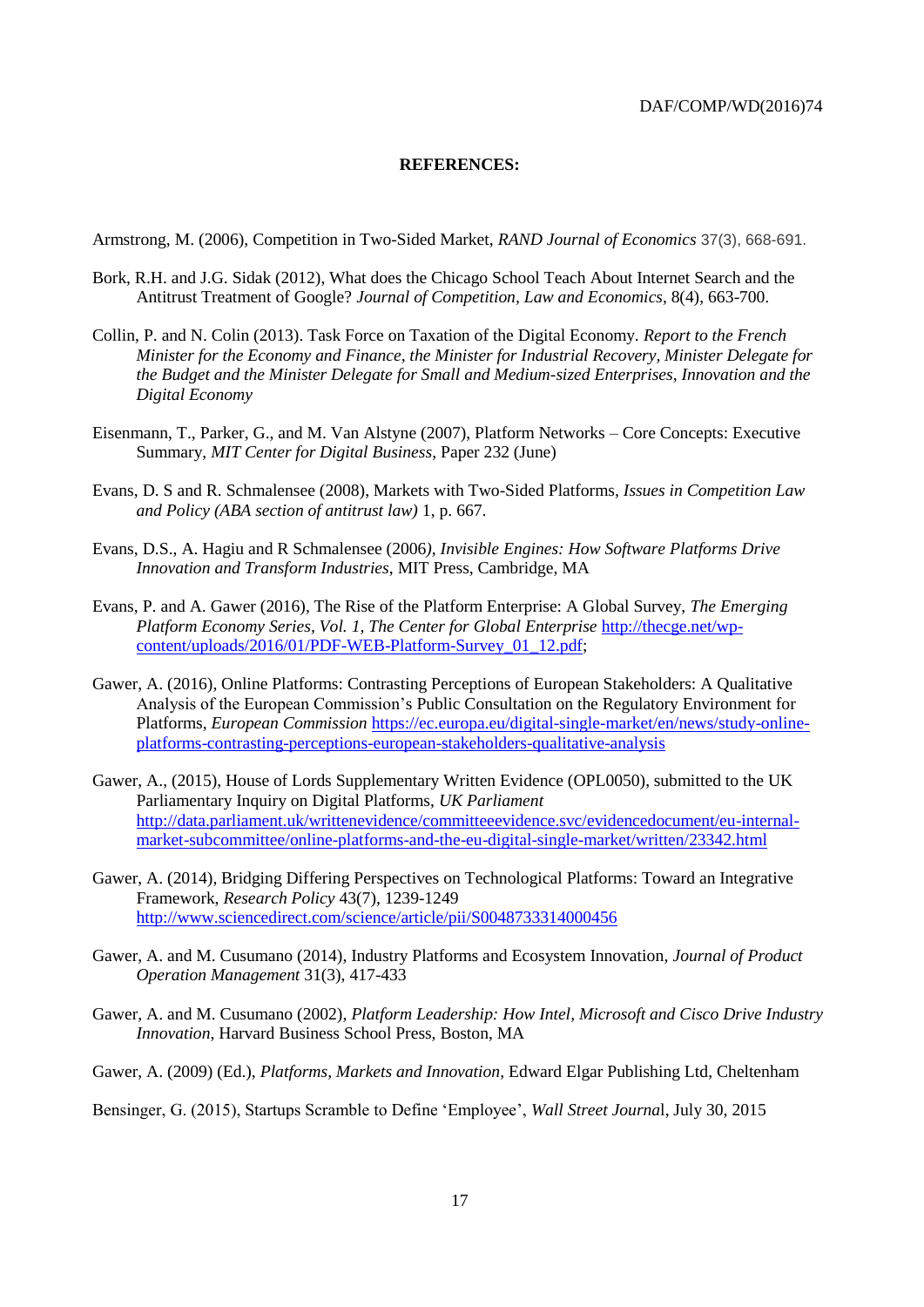## REFERENCES:

Armstrong, M. (2006), Competition in Two-Sided Market, *RAND Journal of Economics* 37(3), 668-691.

Bork, R.H. and J.G. Sidak (2012), What does the Chicago School Teach About Internet Search and the Antitrust Treatment of Google? *Journal of Competition, Law and Economics*, 8(4), 663-700.

Collin, P. and N. Colin (2013). Task Force on Taxation of the Digital Economy. *Report to the French Minister for the Economy and Finance, the Minister for Industrial Recovery, Minister Delegate for the Budget and the Minister Delegate for Small and Medium-sized Enterprises, Innovation and the Digital Economy*

Eisenmann, T., Parker, G., and M. Van Alstyne (2007), Platform Networks – Core Concepts: Executive Summary, *MIT Center for Digital Business*, Paper 232 (June)

Evans, D. S and R. Schmalensee (2008), Markets with Two-Sided Platforms, *Issues in Competition Law and Policy (ABA section of antitrust law)* 1, p. 667.

Evans, D.S., A. Hagiu and R Schmalensee (2006*), Invisible Engines: How Software Platforms Drive Innovation and Transform Industries*, MIT Press, Cambridge, MA

Evans, P. and A. Gawer (2016), The Rise of the Platform Enterprise: A Global Survey, *The Emerging Platform Economy Series, Vol. 1, The Center for Global Enterprise* http://thecge.net/wp-content/uploads/2016/01/PDF-WEB-Platform-Survey_01_12.pdf;

Gawer, A. (2016), Online Platforms: Contrasting Perceptions of European Stakeholders: A Qualitative Analysis of the European Commission's Public Consultation on the Regulatory Environment for Platforms, *European Commission* https://ec.europa.eu/digital-single-market/en/news/study-online-platforms-contrasting-perceptions-european-stakeholders-qualitative-analysis

Gawer, A., (2015), House of Lords Supplementary Written Evidence (OPL0050), submitted to the UK Parliamentary Inquiry on Digital Platforms, *UK Parliament* http://data.parliament.uk/writtenevidence/committeeevidence.svc/evidencedocument/eu-internal-market-subcommittee/online-platforms-and-the-eu-digital-single-market/written/23342.html

Gawer, A. (2014), Bridging Differing Perspectives on Technological Platforms: Toward an Integrative Framework, *Research Policy* 43(7), 1239-1249 http://www.sciencedirect.com/science/article/pii/S0048733314000456

Gawer, A. and M. Cusumano (2014), Industry Platforms and Ecosystem Innovation, *Journal of Product Operation Management* 31(3), 417-433

Gawer, A. and M. Cusumano (2002), *Platform Leadership: How Intel, Microsoft and Cisco Drive Industry Innovation*, Harvard Business School Press, Boston, MA

Gawer, A. (2009) (Ed.), *Platforms, Markets and Innovation*, Edward Elgar Publishing Ltd, Cheltenham

Bensinger, G. (2015), Startups Scramble to Define 'Employee', *Wall Street Journa*l, July 30, 2015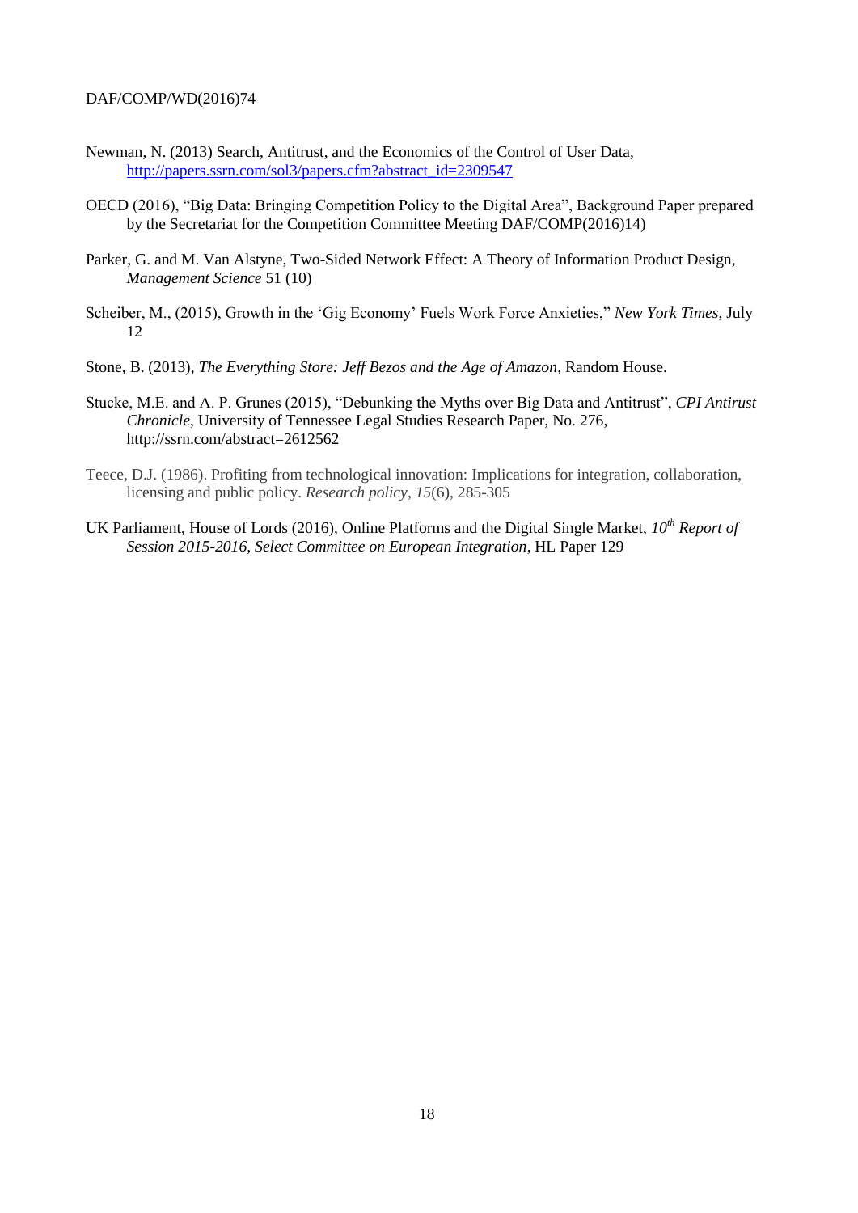Newman, N. (2013) Search, Antitrust, and the Economics of the Control of User Data, http://papers.ssrn.com/sol3/papers.cfm?abstract_id=2309547

OECD (2016), "Big Data: Bringing Competition Policy to the Digital Area", Background Paper prepared by the Secretariat for the Competition Committee Meeting DAF/COMP(2016)14)

Parker, G. and M. Van Alstyne, Two-Sided Network Effect: A Theory of Information Product Design, *Management Science* 51 (10)

Scheiber, M., (2015), Growth in the 'Gig Economy' Fuels Work Force Anxieties," *New York Times*, July 12

Stone, B. (2013), *The Everything Store: Jeff Bezos and the Age of Amazon*, Random House.

Stucke, M.E. and A. P. Grunes (2015), "Debunking the Myths over Big Data and Antitrust", *CPI Antitrust Chronicle*, University of Tennessee Legal Studies Research Paper, No. 276, http://ssrn.com/abstract=2612562

Teece, D.J. (1986). Profiting from technological innovation: Implications for integration, collaboration, licensing and public policy. *Research policy*, *15*(6), 285-305

UK Parliament, House of Lords (2016), Online Platforms and the Digital Single Market, *10th Report of Session 2015-2016, Select Committee on European Integration*, HL Paper 129